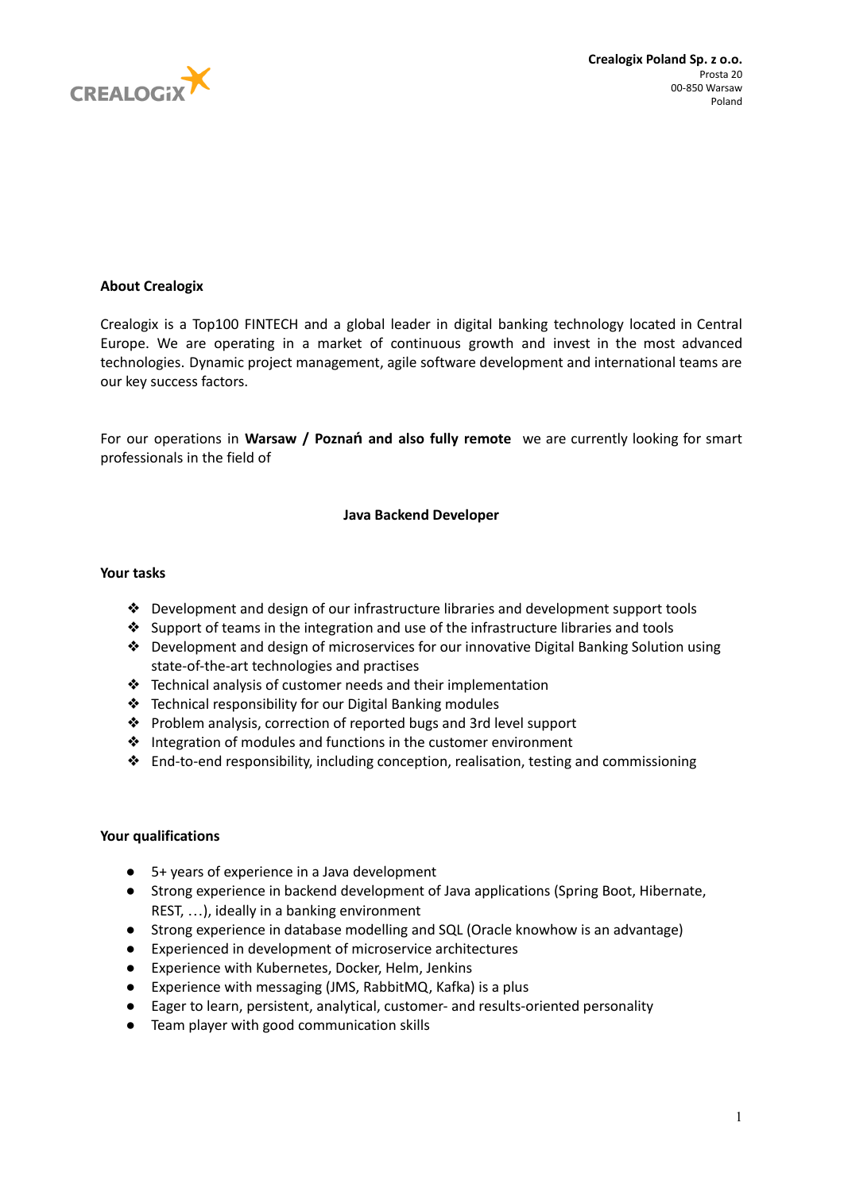CREALOGIX

**Crealogix Poland Sp. z o.o.**
Prosta 20
00-850 Warsaw
Poland

**About Crealogix**

Crealogix is a Top100 FINTECH and a global leader in digital banking technology located in Central Europe. We are operating in a market of continuous growth and invest in the most advanced technologies. Dynamic project management, agile software development and international teams are our key success factors.

For our operations in **Warsaw / Poznań and also fully remote** we are currently looking for smart professionals in the field of

**Java Backend Developer**

**Your tasks**

- Development and design of our infrastructure libraries and development support tools
- Support of teams in the integration and use of the infrastructure libraries and tools
- Development and design of microservices for our innovative Digital Banking Solution using state-of-the-art technologies and practises
- Technical analysis of customer needs and their implementation
- Technical responsibility for our Digital Banking modules
- Problem analysis, correction of reported bugs and 3rd level support
- Integration of modules and functions in the customer environment
- End-to-end responsibility, including conception, realisation, testing and commissioning

**Your qualifications**

- 5+ years of experience in a Java development
- Strong experience in backend development of Java applications (Spring Boot, Hibernate, REST, …), ideally in a banking environment
- Strong experience in database modelling and SQL (Oracle knowhow is an advantage)
- Experienced in development of microservice architectures
- Experience with Kubernetes, Docker, Helm, Jenkins
- Experience with messaging (JMS, RabbitMQ, Kafka) is a plus
- Eager to learn, persistent, analytical, customer- and results-oriented personality
- Team player with good communication skills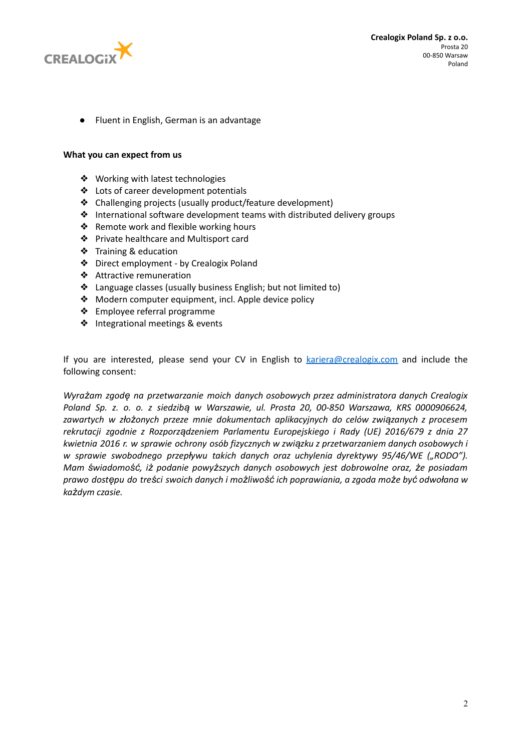- Fluent in English, German is an advantage

**What you can expect from us**

- Working with latest technologies
- Lots of career development potentials
- Challenging projects (usually product/feature development)
- International software development teams with distributed delivery groups
- Remote work and flexible working hours
- Private healthcare and Multisport card
- Training & education
- Direct employment - by Crealogix Poland
- Attractive remuneration
- Language classes (usually business English; but not limited to)
- Modern computer equipment, incl. Apple device policy
- Employee referral programme
- Integrational meetings & events

If you are interested, please send your CV in English to [kariera@crealogix.com](mailto:kariera@crealogix.com) and include the following consent:

*Wyrażam zgodę na przetwarzanie moich danych osobowych przez administratora danych Crealogix Poland Sp. z. o. o. z siedzibą w Warszawie, ul. Prosta 20, 00-850 Warszawa, KRS 0000906624, zawartych w złożonych przeze mnie dokumentach aplikacyjnych do celów związanych z procesem rekrutacji zgodnie z Rozporządzeniem Parlamentu Europejskiego i Rady (UE) 2016/679 z dnia 27 kwietnia 2016 r. w sprawie ochrony osób fizycznych w związku z przetwarzaniem danych osobowych i w sprawie swobodnego przepływu takich danych oraz uchylenia dyrektywy 95/46/WE („RODO"). Mam świadomość, iż podanie powyższych danych osobowych jest dobrowolne oraz, że posiadam prawo dostępu do treści swoich danych i możliwość ich poprawiania, a zgoda może być odwołana w każdym czasie.*